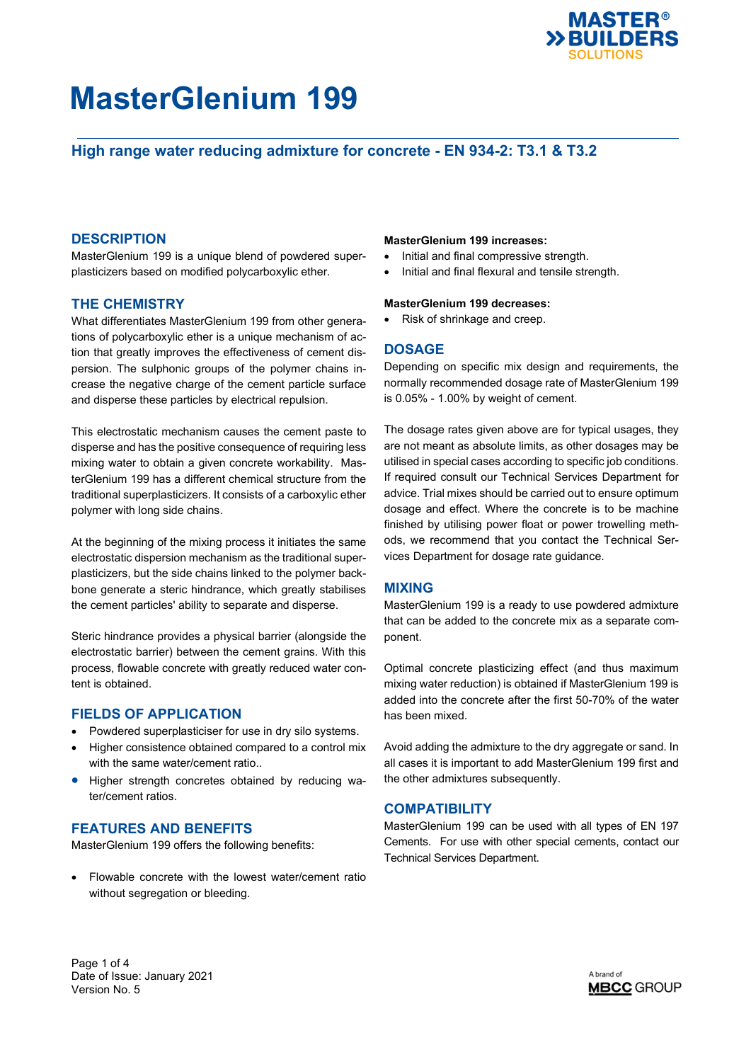# MasterGlenium 199

## High range water reducing admixture for concrete - EN 934-2: T3.1 & T3.2

## DESCRIPTION

MasterGlenium 199 is a unique blend of powdered superplasticizers based on modified polycarboxylic ether.

## THE CHEMISTRY

What differentiates MasterGlenium 199 from other generations of polycarboxylic ether is a unique mechanism of action that greatly improves the effectiveness of cement dispersion. The sulphonic groups of the polymer chains increase the negative charge of the cement particle surface and disperse these particles by electrical repulsion.

This electrostatic mechanism causes the cement paste to disperse and has the positive consequence of requiring less mixing water to obtain a given concrete workability. MasterGlenium 199 has a different chemical structure from the traditional superplasticizers. It consists of a carboxylic ether polymer with long side chains.

At the beginning of the mixing process it initiates the same electrostatic dispersion mechanism as the traditional superplasticizers, but the side chains linked to the polymer backbone generate a steric hindrance, which greatly stabilises the cement particles' ability to separate and disperse.

Steric hindrance provides a physical barrier (alongside the electrostatic barrier) between the cement grains. With this process, flowable concrete with greatly reduced water content is obtained.

## FIELDS OF APPLICATION

- Powdered superplasticiser for use in dry silo systems.
- Higher consistence obtained compared to a control mix with the same water/cement ratio..
- Higher strength concretes obtained by reducing water/cement ratios.

## FEATURES AND BENEFITS

MasterGlenium 199 offers the following benefits:

- Flowable concrete with the lowest water/cement ratio without segregation or bleeding.

**MasterGlenium 199 increases:**

- Initial and final compressive strength.
- Initial and final flexural and tensile strength.

**MasterGlenium 199 decreases:**

- Risk of shrinkage and creep.

## DOSAGE

Depending on specific mix design and requirements, the normally recommended dosage rate of MasterGlenium 199 is 0.05% - 1.00% by weight of cement.

The dosage rates given above are for typical usages, they are not meant as absolute limits, as other dosages may be utilised in special cases according to specific job conditions. If required consult our Technical Services Department for advice. Trial mixes should be carried out to ensure optimum dosage and effect. Where the concrete is to be machine finished by utilising power float or power trowelling methods, we recommend that you contact the Technical Services Department for dosage rate guidance.

## MIXING

MasterGlenium 199 is a ready to use powdered admixture that can be added to the concrete mix as a separate component.

Optimal concrete plasticizing effect (and thus maximum mixing water reduction) is obtained if MasterGlenium 199 is added into the concrete after the first 50-70% of the water has been mixed.

Avoid adding the admixture to the dry aggregate or sand. In all cases it is important to add MasterGlenium 199 first and the other admixtures subsequently.

## COMPATIBILITY

MasterGlenium 199 can be used with all types of EN 197 Cements. For use with other special cements, contact our Technical Services Department.

Date of Issue: January 2021
Version No. 5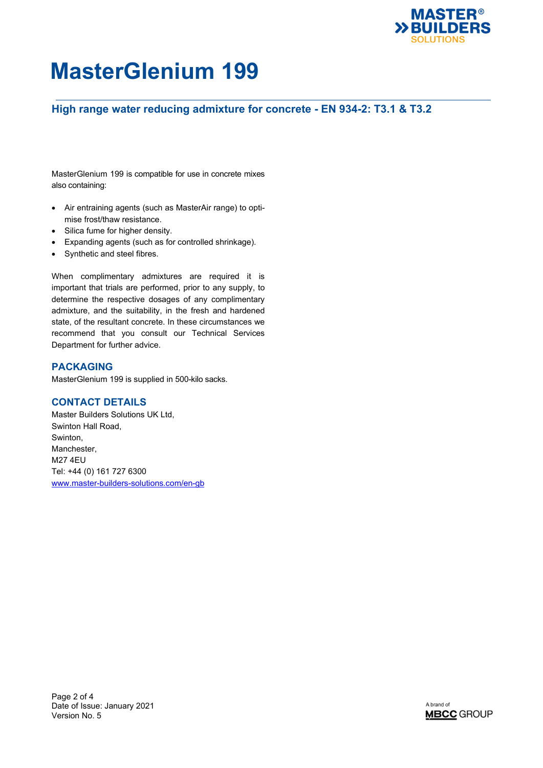# MasterGlenium 199

## High range water reducing admixture for concrete - EN 934-2: T3.1 & T3.2

MasterGlenium 199 is compatible for use in concrete mixes also containing:

- Air entraining agents (such as MasterAir range) to optimise frost/thaw resistance.
- Silica fume for higher density.
- Expanding agents (such as for controlled shrinkage).
- Synthetic and steel fibres.

When complimentary admixtures are required it is important that trials are performed, prior to any supply, to determine the respective dosages of any complimentary admixture, and the suitability, in the fresh and hardened state, of the resultant concrete. In these circumstances we recommend that you consult our Technical Services Department for further advice.

### PACKAGING

MasterGlenium 199 is supplied in 500-kilo sacks.

### CONTACT DETAILS

Master Builders Solutions UK Ltd,
Swinton Hall Road,
Swinton,
Manchester,
M27 4EU
Tel: +44 (0) 161 727 6300
[www.master-builders-solutions.com/en-gb](www.master-builders-solutions.com/en-gb)

Date of Issue: January 2021
Version No. 5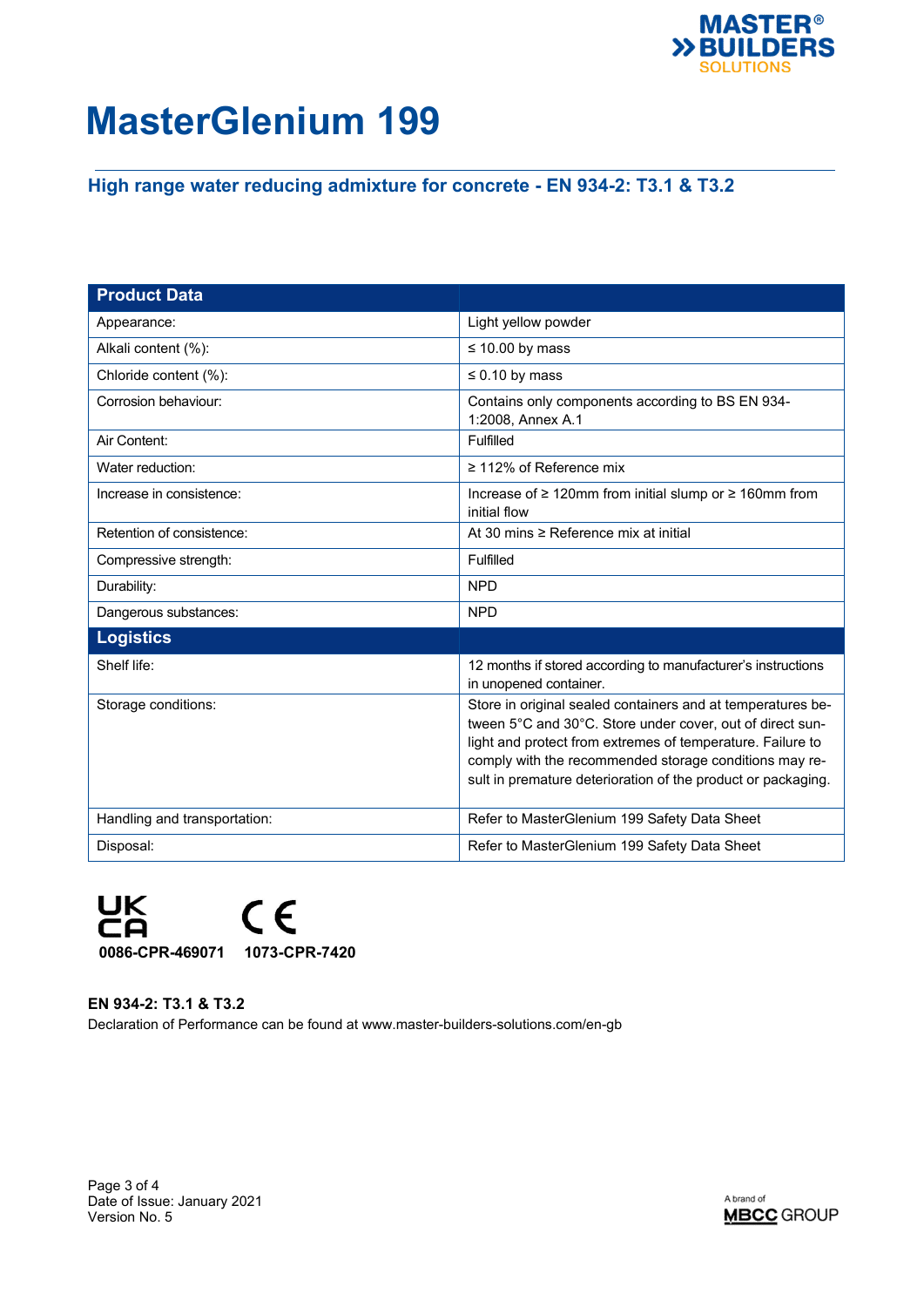# MasterGlenium 199

## High range water reducing admixture for concrete - EN 934-2: T3.1 & T3.2

| Product Data | |
|---|---|
| Appearance: | Light yellow powder |
| Alkali content (%): | ≤ 10.00 by mass |
| Chloride content (%): | ≤ 0.10 by mass |
| Corrosion behaviour: | Contains only components according to BS EN 934-1:2008, Annex A.1 |
| Air Content: | Fulfilled |
| Water reduction: | ≥ 112% of Reference mix |
| Increase in consistence: | Increase of ≥ 120mm from initial slump or ≥ 160mm from initial flow |
| Retention of consistence: | At 30 mins ≥ Reference mix at initial |
| Compressive strength: | Fulfilled |
| Durability: | NPD |
| Dangerous substances: | NPD |
| **Logistics** | |
| Shelf life: | 12 months if stored according to manufacturer's instructions in unopened container. |
| Storage conditions: | Store in original sealed containers and at temperatures between 5°C and 30°C. Store under cover, out of direct sunlight and protect from extremes of temperature. Failure to comply with the recommended storage conditions may result in premature deterioration of the product or packaging. |
| Handling and transportation: | Refer to MasterGlenium 199 Safety Data Sheet |
| Disposal: | Refer to MasterGlenium 199 Safety Data Sheet |

UKCA **0086-CPR-469071** CE **1073-CPR-7420**

**EN 934-2: T3.1 & T3.2**

Declaration of Performance can be found at www.master-builders-solutions.com/en-gb

Date of Issue: January 2021
Version No. 5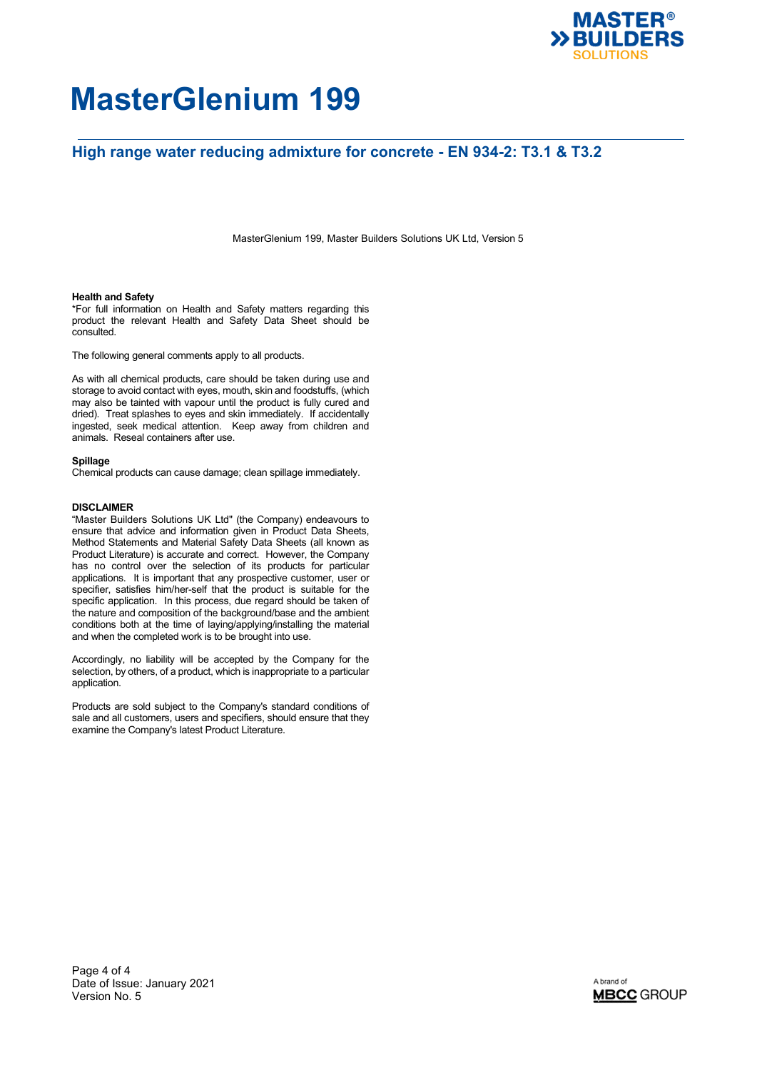# MasterGlenium 199

## High range water reducing admixture for concrete - EN 934-2: T3.1 & T3.2

MasterGlenium 199, Master Builders Solutions UK Ltd, Version 5

**Health and Safety**

*For full information on Health and Safety matters regarding this product the relevant Health and Safety Data Sheet should be consulted.

The following general comments apply to all products.

As with all chemical products, care should be taken during use and storage to avoid contact with eyes, mouth, skin and foodstuffs, (which may also be tainted with vapour until the product is fully cured and dried). Treat splashes to eyes and skin immediately. If accidentally ingested, seek medical attention. Keep away from children and animals. Reseal containers after use.

**Spillage**

Chemical products can cause damage; clean spillage immediately.

**DISCLAIMER**

"Master Builders Solutions UK Ltd" (the Company) endeavours to ensure that advice and information given in Product Data Sheets, Method Statements and Material Safety Data Sheets (all known as Product Literature) is accurate and correct. However, the Company has no control over the selection of its products for particular applications. It is important that any prospective customer, user or specifier, satisfies him/her-self that the product is suitable for the specific application. In this process, due regard should be taken of the nature and composition of the background/base and the ambient conditions both at the time of laying/applying/installing the material and when the completed work is to be brought into use.

Accordingly, no liability will be accepted by the Company for the selection, by others, of a product, which is inappropriate to a particular application.

Products are sold subject to the Company's standard conditions of sale and all customers, users and specifiers, should ensure that they examine the Company's latest Product Literature.

Date of Issue: January 2021
Version No. 5